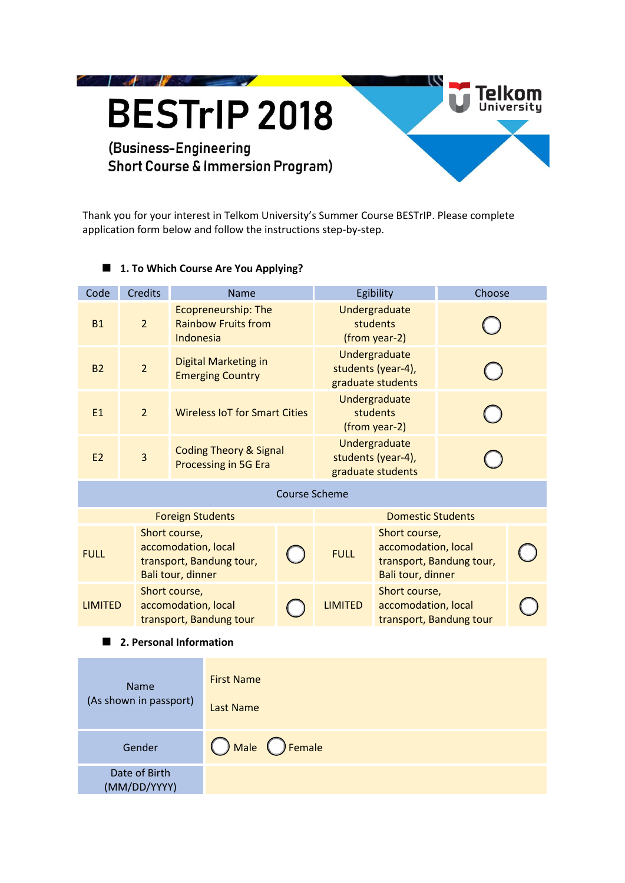# BESTrIP 2018

(Business-Engineering
Short Course & Immersion Program)

Telkom University

Thank you for your interest in Telkom University's Summer Course BESTrIP. Please complete application form below and follow the instructions step-by-step.

### 1. To Which Course Are You Applying?

| Code | Credits | Name | Egibility | Choose |
|---|---|---|---|---|
| B1 | 2 | Ecopreneurship: The Rainbow Fruits from Indonesia | Undergraduate students (from year-2) | ◯ |
| B2 | 2 | Digital Marketing in Emerging Country | Undergraduate students (year-4), graduate students | ◯ |
| E1 | 2 | Wireless IoT for Smart Cities | Undergraduate students (from year-2) | ◯ |
| E2 | 3 | Coding Theory & Signal Processing in 5G Era | Undergraduate students (year-4), graduate students | ◯ |

**Course Scheme**

| Foreign Students | | | Domestic Students | | |
|---|---|---|---|---|---|
| FULL | Short course, accomodation, local transport, Bandung tour, Bali tour, dinner | ◯ | FULL | Short course, accomodation, local transport, Bandung tour, Bali tour, dinner | ◯ |
| LIMITED | Short course, accomodation, local transport, Bandung tour | ◯ | LIMITED | Short course, accomodation, local transport, Bandung tour | ◯ |

### 2. Personal Information

| | |
|---|---|
| Name (As shown in passport) | First Name<br>Last Name |
| Gender | ◯ Male ◯ Female |
| Date of Birth (MM/DD/YYYY) | |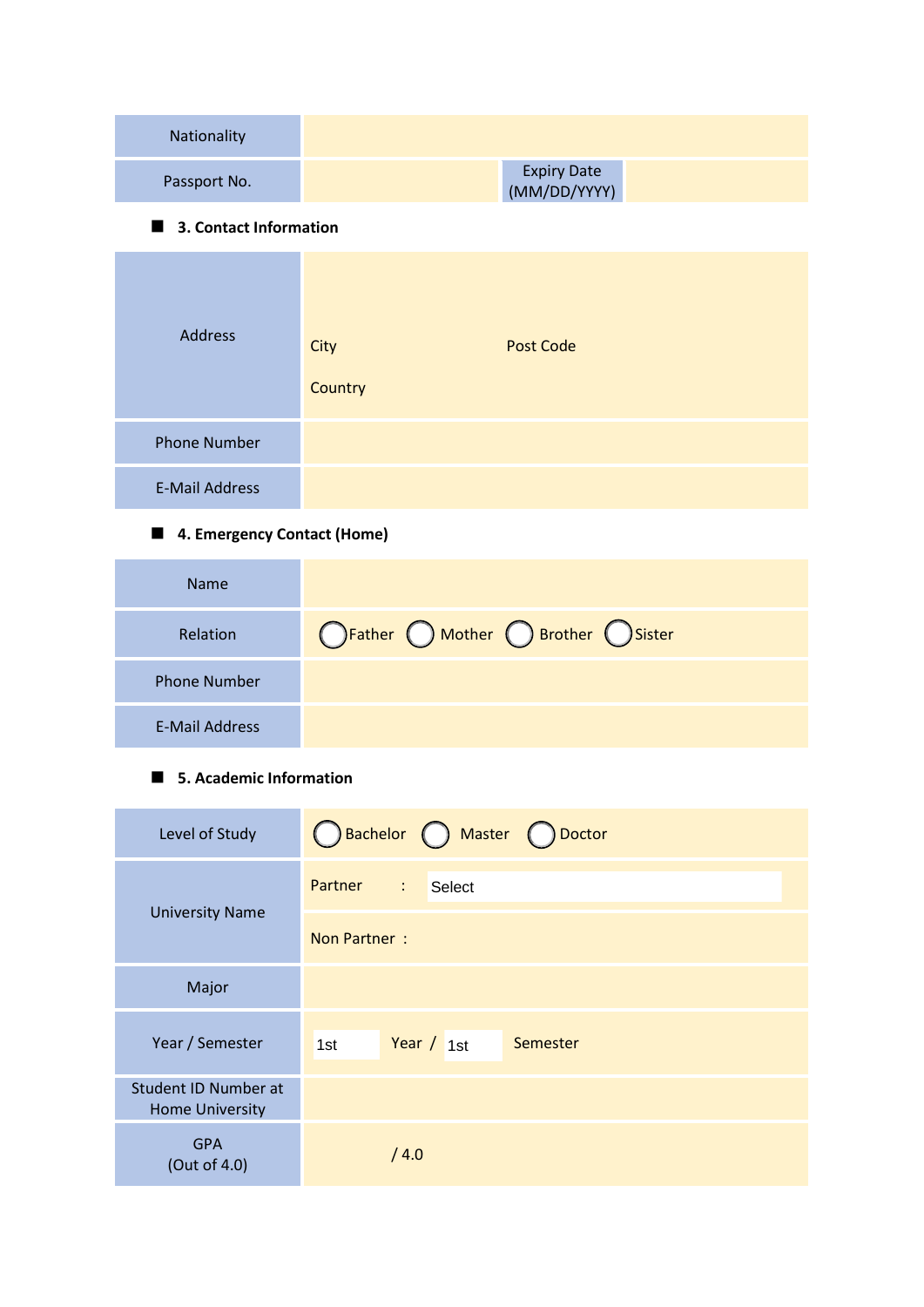| Nationality | | | |
|---|---|---|---|
| Passport No. | | Expiry Date (MM/DD/YYYY) | |

### ■ 3. Contact Information

| Address | City Post Code<br>Country |
|---|---|
| Phone Number | |
| E-Mail Address | |

### ■ 4. Emergency Contact (Home)

| Name | |
|---|---|
| Relation | ◯ Father ◯ Mother ◯ Brother ◯ Sister |
| Phone Number | |
| E-Mail Address | |

### ■ 5. Academic Information

| Level of Study | ◯ Bachelor ◯ Master ◯ Doctor |
|---|---|
| University Name | Partner : Select |
| | Non Partner : |
| Major | |
| Year / Semester | 1st Year / 1st Semester |
| Student ID Number at Home University | |
| GPA (Out of 4.0) | / 4.0 |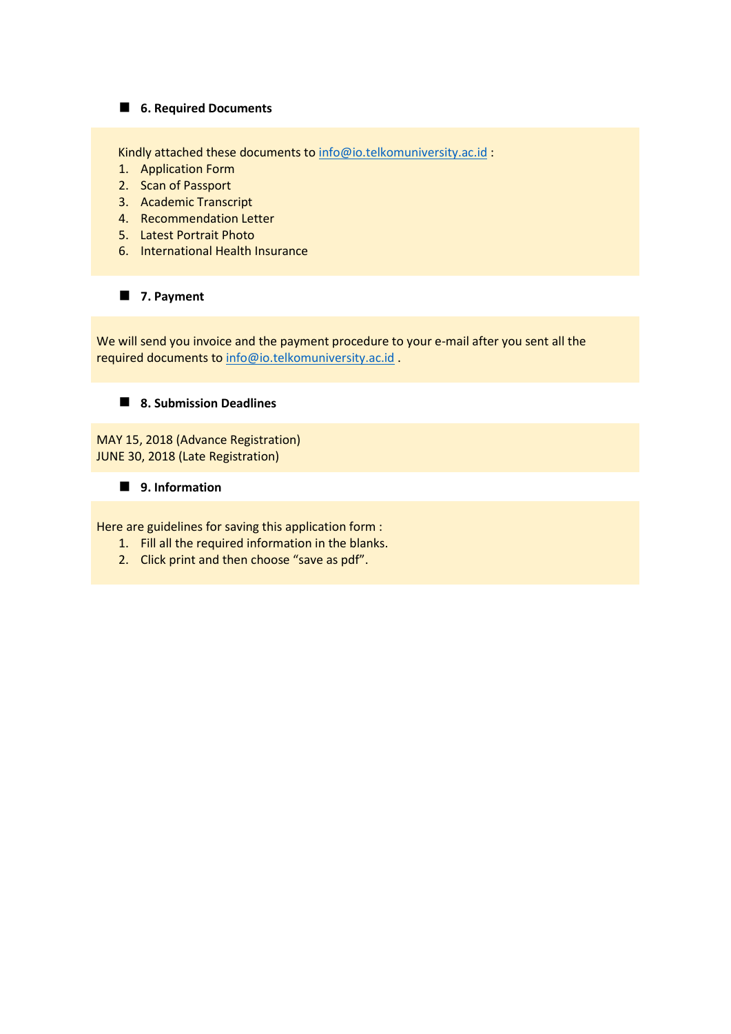## 6. Required Documents

Kindly attached these documents to info@io.telkomuniversity.ac.id :

1. Application Form
2. Scan of Passport
3. Academic Transcript
4. Recommendation Letter
5. Latest Portrait Photo
6. International Health Insurance

## 7. Payment

We will send you invoice and the payment procedure to your e-mail after you sent all the required documents to info@io.telkomuniversity.ac.id .

## 8. Submission Deadlines

MAY 15, 2018 (Advance Registration)
JUNE 30, 2018 (Late Registration)

## 9. Information

Here are guidelines for saving this application form :

1. Fill all the required information in the blanks.
2. Click print and then choose “save as pdf”.